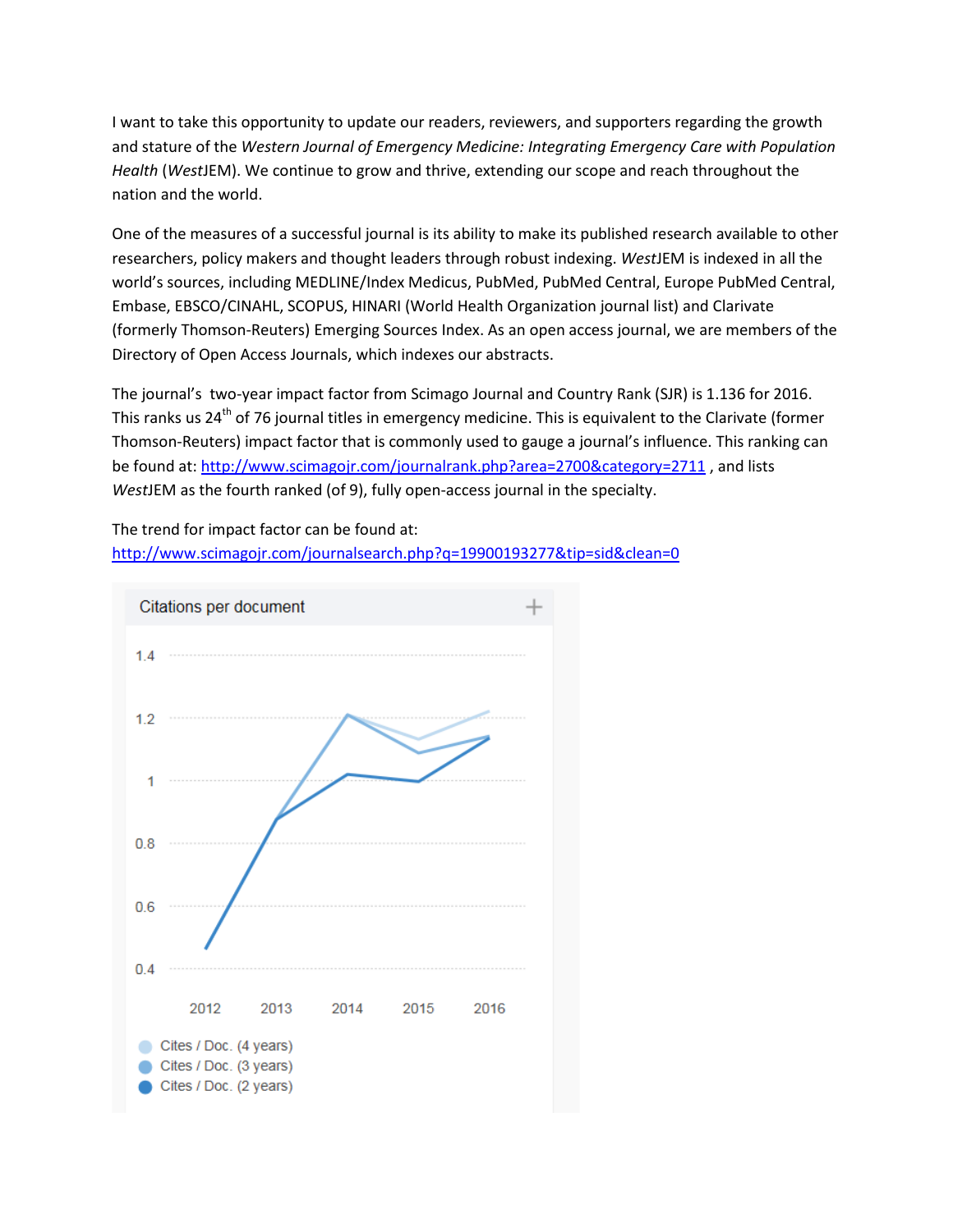I want to take this opportunity to update our readers, reviewers, and supporters regarding the growth and stature of the *Western Journal of Emergency Medicine: Integrating Emergency Care with Population Health* (*West*JEM). We continue to grow and thrive, extending our scope and reach throughout the nation and the world.

One of the measures of a successful journal is its ability to make its published research available to other researchers, policy makers and thought leaders through robust indexing. *West*JEM is indexed in all the world's sources, including MEDLINE/Index Medicus, PubMed, PubMed Central, Europe PubMed Central, Embase, EBSCO/CINAHL, SCOPUS, HINARI (World Health Organization journal list) and Clarivate (formerly Thomson-Reuters) Emerging Sources Index. As an open access journal, we are members of the Directory of Open Access Journals, which indexes our abstracts.

The journal's two-year impact factor from Scimago Journal and Country Rank (SJR) is 1.136 for 2016. This ranks us 24th of 76 journal titles in emergency medicine. This is equivalent to the Clarivate (former Thomson-Reuters) impact factor that is commonly used to gauge a journal's influence. This ranking can be found at: [http://www.scimagojr.com/journalrank.php?area=2700&category=2711](http://www.scimagojr.com/journalrank.php?area=2700&category=2711) , and lists *West*JEM as the fourth ranked (of 9), fully open-access journal in the specialty.

The trend for impact factor can be found at:
[http://www.scimagojr.com/journalsearch.php?q=19900193277&tip=sid&clean=0](http://www.scimagojr.com/journalsearch.php?q=19900193277&tip=sid&clean=0)

Citations per document

Cites / Doc. (4 years)
Cites / Doc. (3 years)
Cites / Doc. (2 years)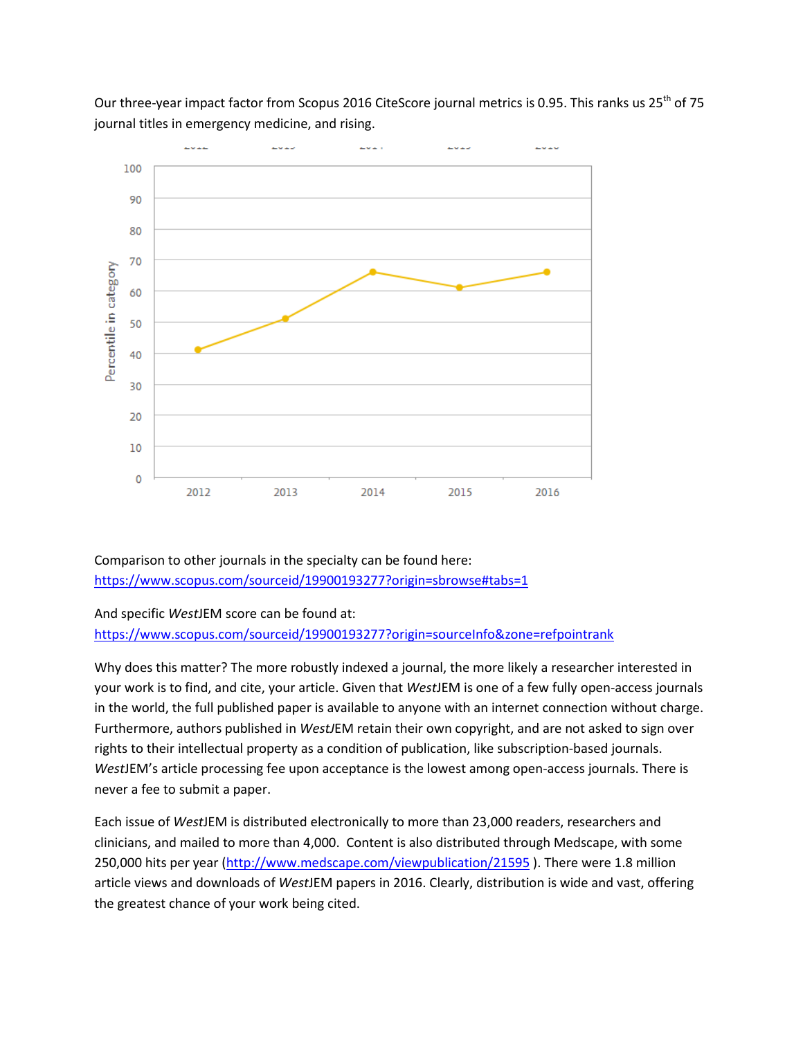Our three-year impact factor from Scopus 2016 CiteScore journal metrics is 0.95. This ranks us 25th of 75 journal titles in emergency medicine, and rising.

Comparison to other journals in the specialty can be found here: https://www.scopus.com/sourceid/19900193277?origin=sbrowse#tabs=1

And specific *West*JEM score can be found at: https://www.scopus.com/sourceid/19900193277?origin=sourceInfo&zone=refpointrank

Why does this matter? The more robustly indexed a journal, the more likely a researcher interested in your work is to find, and cite, your article. Given that *West*JEM is one of a few fully open-access journals in the world, the full published paper is available to anyone with an internet connection without charge. Furthermore, authors published in *West*JEM retain their own copyright, and are not asked to sign over rights to their intellectual property as a condition of publication, like subscription-based journals. *West*JEM's article processing fee upon acceptance is the lowest among open-access journals. There is never a fee to submit a paper.

Each issue of *West*JEM is distributed electronically to more than 23,000 readers, researchers and clinicians, and mailed to more than 4,000. Content is also distributed through Medscape, with some 250,000 hits per year (http://www.medscape.com/viewpublication/21595 ). There were 1.8 million article views and downloads of *West*JEM papers in 2016. Clearly, distribution is wide and vast, offering the greatest chance of your work being cited.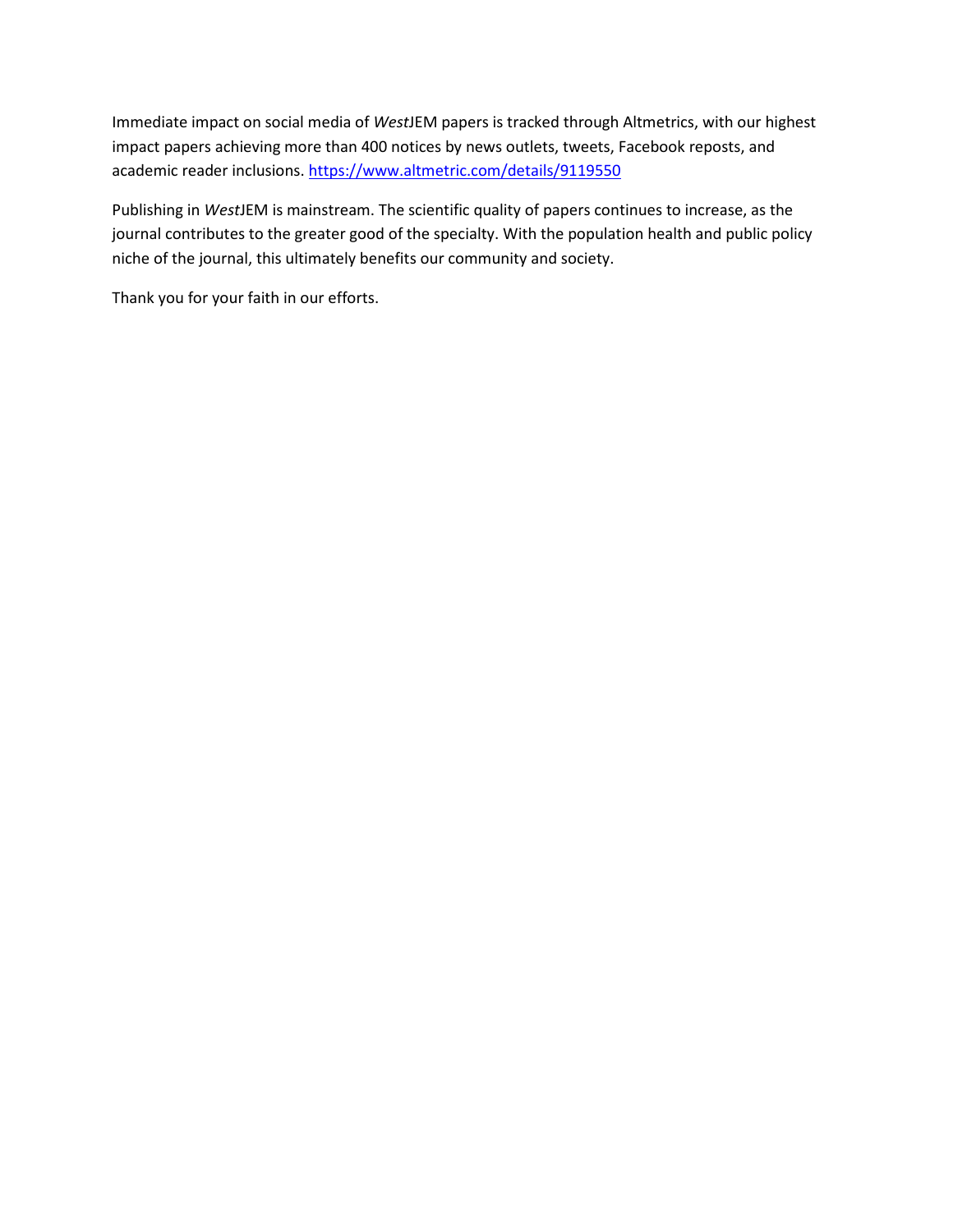Immediate impact on social media of *West*JEM papers is tracked through Altmetrics, with our highest impact papers achieving more than 400 notices by news outlets, tweets, Facebook reposts, and academic reader inclusions. https://www.altmetric.com/details/9119550

Publishing in *West*JEM is mainstream. The scientific quality of papers continues to increase, as the journal contributes to the greater good of the specialty. With the population health and public policy niche of the journal, this ultimately benefits our community and society.

Thank you for your faith in our efforts.